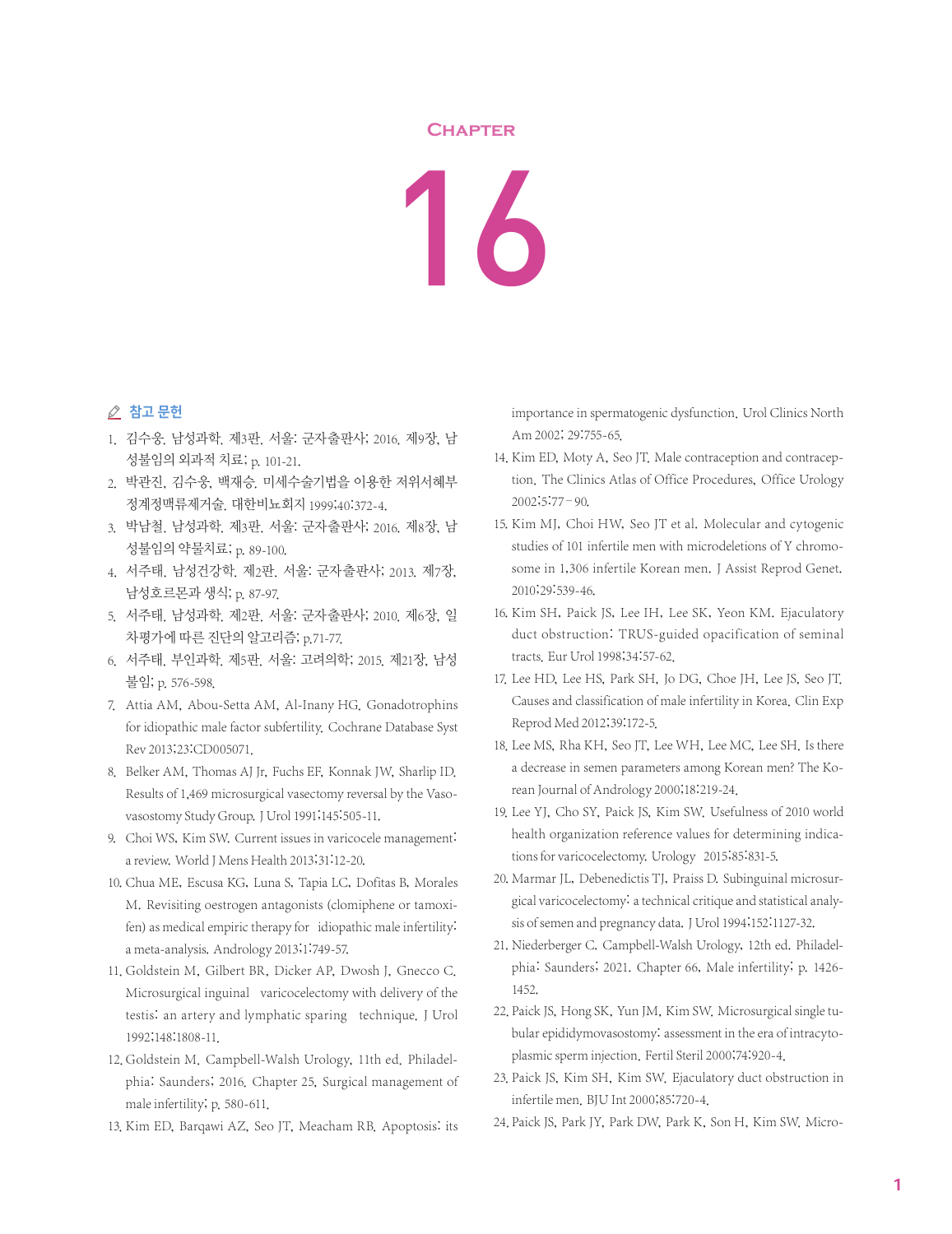# Chapter 16

## 참고 문헌

1. 김수웅. 남성과학. 제3판. 서울: 군자출판사; 2016. 제9장, 남성불임의 외과적 치료; p. 101-21.
2. 박관진, 김수웅, 백재승. 미세수술기법을 이용한 저위서혜부 정계정맥류제거술. 대한비뇨회지 1999;40:372-4.
3. 박남철. 남성과학. 제3판. 서울: 군자출판사; 2016. 제8장, 남성불임의 약물치료; p. 89-100.
4. 서주태. 남성건강학. 제2판. 서울: 군자출판사; 2013. 제7장, 남성호르몬과 생식; p. 87-97.
5. 서주태. 남성과학. 제2판. 서울: 군자출판사; 2010. 제6장, 일차평가에 따른 진단의 알고리즘; p.71-77.
6. 서주태. 부인과학. 제5판. 서울: 고려의학; 2015. 제21장, 남성불임; p. 576-598.
7. Attia AM, Abou-Setta AM, Al-Inany HG. Gonadotrophins for idiopathic male factor subfertility. Cochrane Database Syst Rev 2013;23:CD005071.
8. Belker AM, Thomas AJ Jr, Fuchs EF, Konnak JW, Sharlip ID. Results of 1,469 microsurgical vasectomy reversal by the Vasovasostomy Study Group. J Urol 1991;145:505-11.
9. Choi WS, Kim SW. Current issues in varicocele management: a review. World J Mens Health 2013;31:12-20.
10. Chua ME, Escusa KG, Luna S, Tapia LC, Dofitas B, Morales M. Revisiting oestrogen antagonists (clomiphene or tamoxifen) as medical empiric therapy for idiopathic male infertility: a meta-analysis. Andrology 2013;1:749-57.
11. Goldstein M, Gilbert BR, Dicker AP, Dwosh J, Gnecco C. Microsurgical inguinal varicocelectomy with delivery of the testis: an artery and lymphatic sparing technique. J Urol 1992;148:1808-11.
12. Goldstein M. Campbell-Walsh Urology, 11th ed. Philadelphia: Saunders; 2016. Chapter 25, Surgical management of male infertility; p. 580-611.
13. Kim ED, Barqawi AZ, Seo JT, Meacham RB. Apoptosis: its importance in spermatogenic dysfunction. Urol Clinics North Am 2002; 29:755-65.
14. Kim ED, Moty A, Seo JT. Male contraception and contraception. The Clinics Atlas of Office Procedures, Office Urology 2002;5:77–90.
15. Kim MJ, Choi HW, Seo JT et al. Molecular and cytogenic studies of 101 infertile men with microdeletions of Y chromosome in 1,306 infertile Korean men. J Assist Reprod Genet. 2010;29:539-46.
16. Kim SH, Paick JS, Lee IH, Lee SK, Yeon KM. Ejaculatory duct obstruction: TRUS-guided opacification of seminal tracts. Eur Urol 1998;34:57-62.
17. Lee HD, Lee HS, Park SH, Jo DG, Choe JH, Lee JS, Seo JT. Causes and classification of male infertility in Korea. Clin Exp Reprod Med 2012;39:172-5.
18. Lee MS, Rha KH, Seo JT, Lee WH, Lee MC, Lee SH. Is there a decrease in semen parameters among Korean men? The Korean Journal of Andrology 2000;18:219-24.
19. Lee YJ, Cho SY, Paick JS, Kim SW. Usefulness of 2010 world health organization reference values for determining indications for varicocelectomy. Urology 2015;85:831-5.
20. Marmar JL, Debenedictis TJ, Praiss D. Subinguinal microsurgical varicocelectomy: a technical critique and statistical analysis of semen and pregnancy data. J Urol 1994;152:1127-32.
21. Niederberger C. Campbell-Walsh Urology, 12th ed. Philadelphia: Saunders; 2021. Chapter 66, Male infertility; p. 1426-1452.
22. Paick JS, Hong SK, Yun JM, Kim SW. Microsurgical single tubular epididymovasostomy: assessment in the era of intracytoplasmic sperm injection. Fertil Steril 2000;74:920-4.
23. Paick JS, Kim SH, Kim SW. Ejaculatory duct obstruction in infertile men. BJU Int 2000;85:720-4.
24. Paick JS, Park JY, Park DW, Park K, Son H, Kim SW. Micro-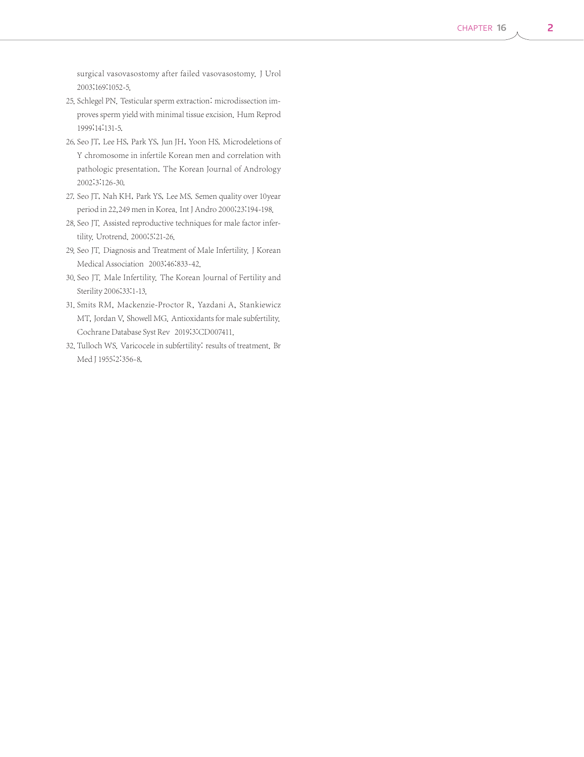surgical vasovasostomy after failed vasovasostomy. J Urol 2003;169:1052-5.

25. Schlegel PN. Testicular sperm extraction: microdissection improves sperm yield with minimal tissue excision. Hum Reprod 1999;14:131-5.
26. Seo JT, Lee HS, Park YS, Jun JH, Yoon HS. Microdeletions of Y chromosome in infertile Korean men and correlation with pathologic presentation. The Korean Journal of Andrology 2002;3:126-30.
27. Seo JT, Nah KH, Park YS, Lee MS. Semen quality over 10year period in 22,249 men in Korea. Int J Andro 2000;23:194-198.
28. Seo JT. Assisted reproductive techniques for male factor infertility. Urotrend. 2000;5:21-26.
29. Seo JT. Diagnosis and Treatment of Male Infertility. J Korean Medical Association 2003;46:833-42.
30. Seo JT. Male Infertility. The Korean Journal of Fertility and Sterility 2006;33:1-13.
31. Smits RM, Mackenzie-Proctor R, Yazdani A, Stankiewicz MT, Jordan V, Showell MG. Antioxidants for male subfertility. Cochrane Database Syst Rev 2019;3:CD007411.
32. Tulloch WS. Varicocele in subfertility: results of treatment. Br Med J 1955;2:356-8.